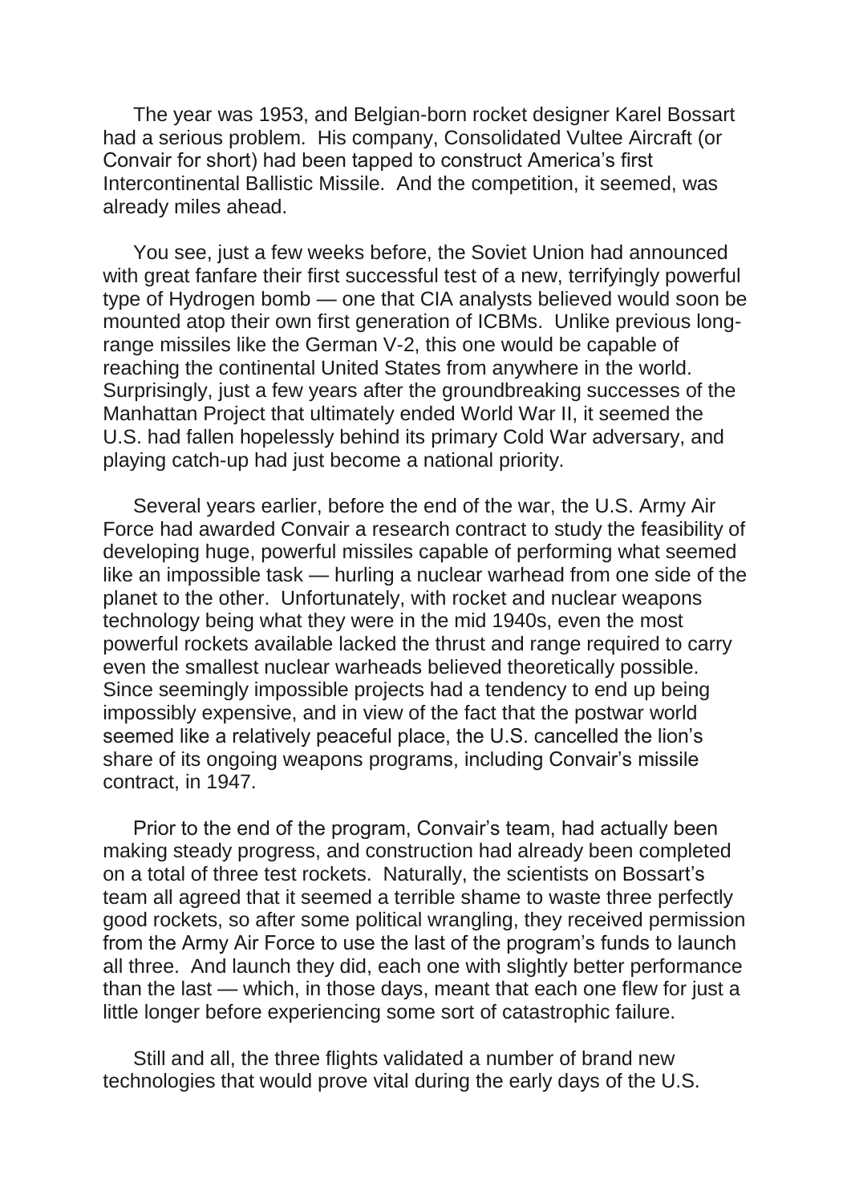The year was 1953, and Belgian-born rocket designer Karel Bossart had a serious problem. His company, Consolidated Vultee Aircraft (or Convair for short) had been tapped to construct America's first Intercontinental Ballistic Missile. And the competition, it seemed, was already miles ahead.

You see, just a few weeks before, the Soviet Union had announced with great fanfare their first successful test of a new, terrifyingly powerful type of Hydrogen bomb — one that CIA analysts believed would soon be mounted atop their own first generation of ICBMs. Unlike previous long-range missiles like the German V-2, this one would be capable of reaching the continental United States from anywhere in the world. Surprisingly, just a few years after the groundbreaking successes of the Manhattan Project that ultimately ended World War II, it seemed the U.S. had fallen hopelessly behind its primary Cold War adversary, and playing catch-up had just become a national priority.

Several years earlier, before the end of the war, the U.S. Army Air Force had awarded Convair a research contract to study the feasibility of developing huge, powerful missiles capable of performing what seemed like an impossible task — hurling a nuclear warhead from one side of the planet to the other. Unfortunately, with rocket and nuclear weapons technology being what they were in the mid 1940s, even the most powerful rockets available lacked the thrust and range required to carry even the smallest nuclear warheads believed theoretically possible. Since seemingly impossible projects had a tendency to end up being impossibly expensive, and in view of the fact that the postwar world seemed like a relatively peaceful place, the U.S. cancelled the lion's share of its ongoing weapons programs, including Convair's missile contract, in 1947.

Prior to the end of the program, Convair's team, had actually been making steady progress, and construction had already been completed on a total of three test rockets. Naturally, the scientists on Bossart's team all agreed that it seemed a terrible shame to waste three perfectly good rockets, so after some political wrangling, they received permission from the Army Air Force to use the last of the program's funds to launch all three. And launch they did, each one with slightly better performance than the last — which, in those days, meant that each one flew for just a little longer before experiencing some sort of catastrophic failure.

Still and all, the three flights validated a number of brand new technologies that would prove vital during the early days of the U.S.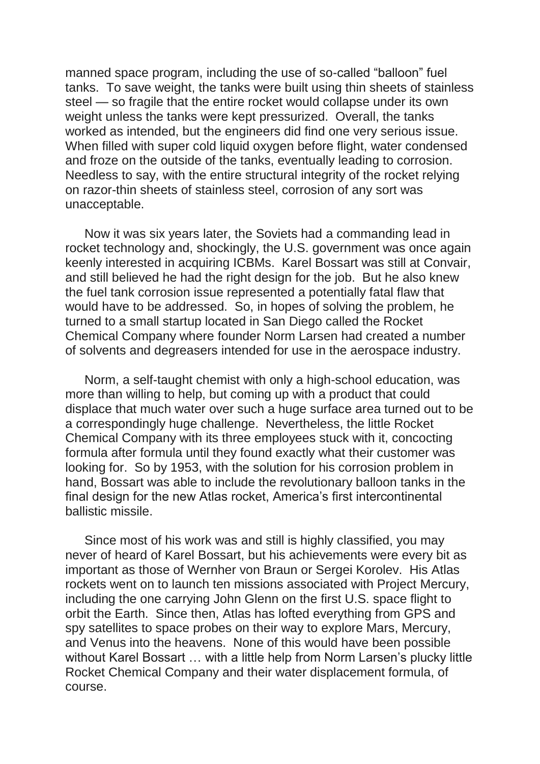manned space program, including the use of so-called "balloon" fuel tanks. To save weight, the tanks were built using thin sheets of stainless steel — so fragile that the entire rocket would collapse under its own weight unless the tanks were kept pressurized. Overall, the tanks worked as intended, but the engineers did find one very serious issue. When filled with super cold liquid oxygen before flight, water condensed and froze on the outside of the tanks, eventually leading to corrosion. Needless to say, with the entire structural integrity of the rocket relying on razor-thin sheets of stainless steel, corrosion of any sort was unacceptable.

Now it was six years later, the Soviets had a commanding lead in rocket technology and, shockingly, the U.S. government was once again keenly interested in acquiring ICBMs. Karel Bossart was still at Convair, and still believed he had the right design for the job. But he also knew the fuel tank corrosion issue represented a potentially fatal flaw that would have to be addressed. So, in hopes of solving the problem, he turned to a small startup located in San Diego called the Rocket Chemical Company where founder Norm Larsen had created a number of solvents and degreasers intended for use in the aerospace industry.

Norm, a self-taught chemist with only a high-school education, was more than willing to help, but coming up with a product that could displace that much water over such a huge surface area turned out to be a correspondingly huge challenge. Nevertheless, the little Rocket Chemical Company with its three employees stuck with it, concocting formula after formula until they found exactly what their customer was looking for. So by 1953, with the solution for his corrosion problem in hand, Bossart was able to include the revolutionary balloon tanks in the final design for the new Atlas rocket, America's first intercontinental ballistic missile.

Since most of his work was and still is highly classified, you may never of heard of Karel Bossart, but his achievements were every bit as important as those of Wernher von Braun or Sergei Korolev. His Atlas rockets went on to launch ten missions associated with Project Mercury, including the one carrying John Glenn on the first U.S. space flight to orbit the Earth. Since then, Atlas has lofted everything from GPS and spy satellites to space probes on their way to explore Mars, Mercury, and Venus into the heavens. None of this would have been possible without Karel Bossart … with a little help from Norm Larsen's plucky little Rocket Chemical Company and their water displacement formula, of course.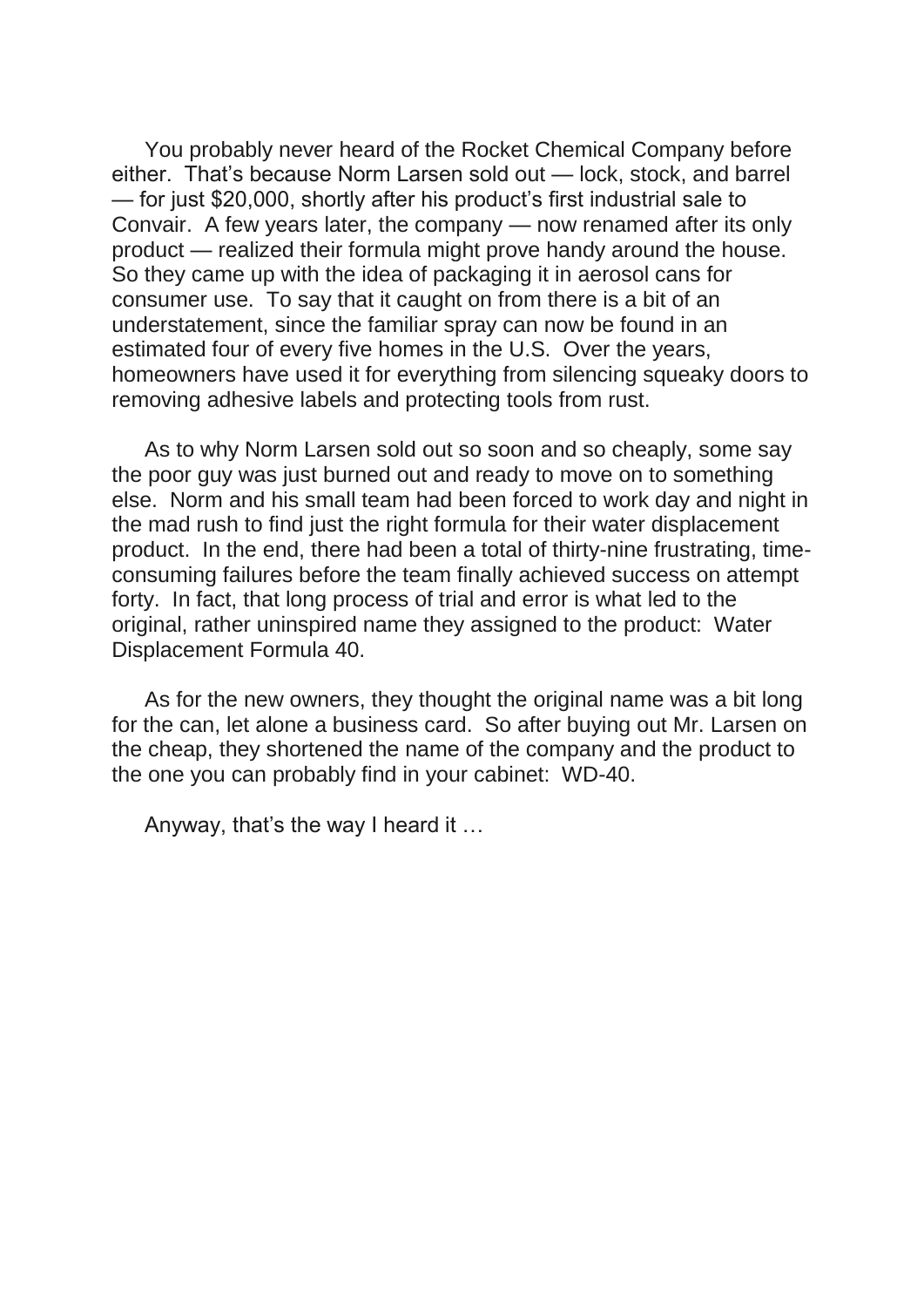You probably never heard of the Rocket Chemical Company before either. That's because Norm Larsen sold out — lock, stock, and barrel — for just $20,000, shortly after his product's first industrial sale to Convair. A few years later, the company — now renamed after its only product — realized their formula might prove handy around the house. So they came up with the idea of packaging it in aerosol cans for consumer use. To say that it caught on from there is a bit of an understatement, since the familiar spray can now be found in an estimated four of every five homes in the U.S. Over the years, homeowners have used it for everything from silencing squeaky doors to removing adhesive labels and protecting tools from rust.

As to why Norm Larsen sold out so soon and so cheaply, some say the poor guy was just burned out and ready to move on to something else. Norm and his small team had been forced to work day and night in the mad rush to find just the right formula for their water displacement product. In the end, there had been a total of thirty-nine frustrating, time-consuming failures before the team finally achieved success on attempt forty. In fact, that long process of trial and error is what led to the original, rather uninspired name they assigned to the product: Water Displacement Formula 40.

As for the new owners, they thought the original name was a bit long for the can, let alone a business card. So after buying out Mr. Larsen on the cheap, they shortened the name of the company and the product to the one you can probably find in your cabinet: WD-40.

Anyway, that's the way I heard it …